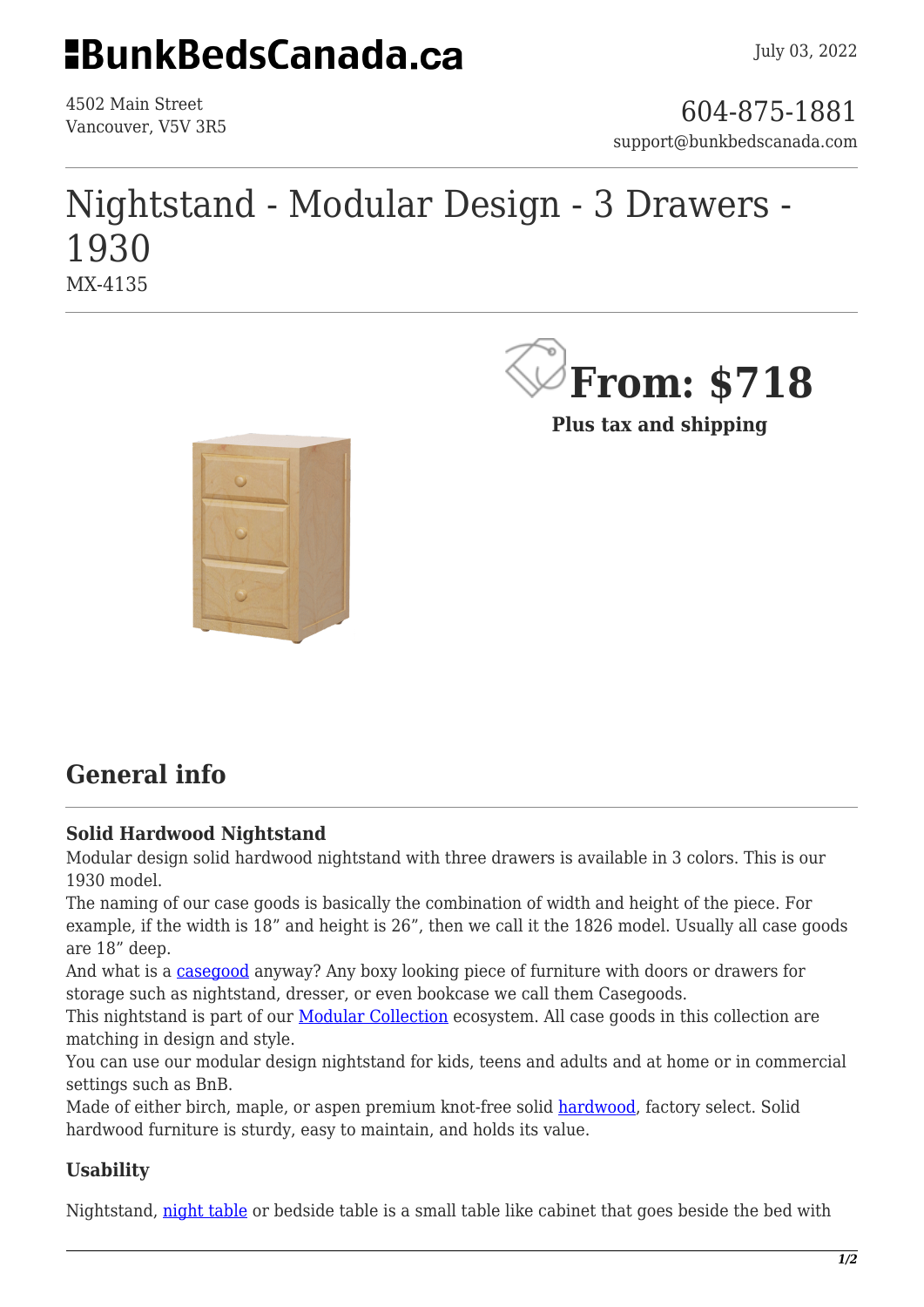# BunkBedsCanada.ca

July 03, 2022

4502 Main Street
Vancouver, V5V 3R5

604-875-1881
support@bunkbedscanada.com

# Nightstand - Modular Design - 3 Drawers - 1930

MX-4135

**From: $718**

**Plus tax and shipping**

## General info

### Solid Hardwood Nightstand

Modular design solid hardwood nightstand with three drawers is available in 3 colors. This is our 1930 model.

The naming of our case goods is basically the combination of width and height of the piece. For example, if the width is 18" and height is 26", then we call it the 1826 model. Usually all case goods are 18" deep.

And what is a casegood anyway? Any boxy looking piece of furniture with doors or drawers for storage such as nightstand, dresser, or even bookcase we call them Casegoods.

This nightstand is part of our Modular Collection ecosystem. All case goods in this collection are matching in design and style.

You can use our modular design nightstand for kids, teens and adults and at home or in commercial settings such as BnB.

Made of either birch, maple, or aspen premium knot-free solid hardwood, factory select. Solid hardwood furniture is sturdy, easy to maintain, and holds its value.

### Usability

Nightstand, night table or bedside table is a small table like cabinet that goes beside the bed with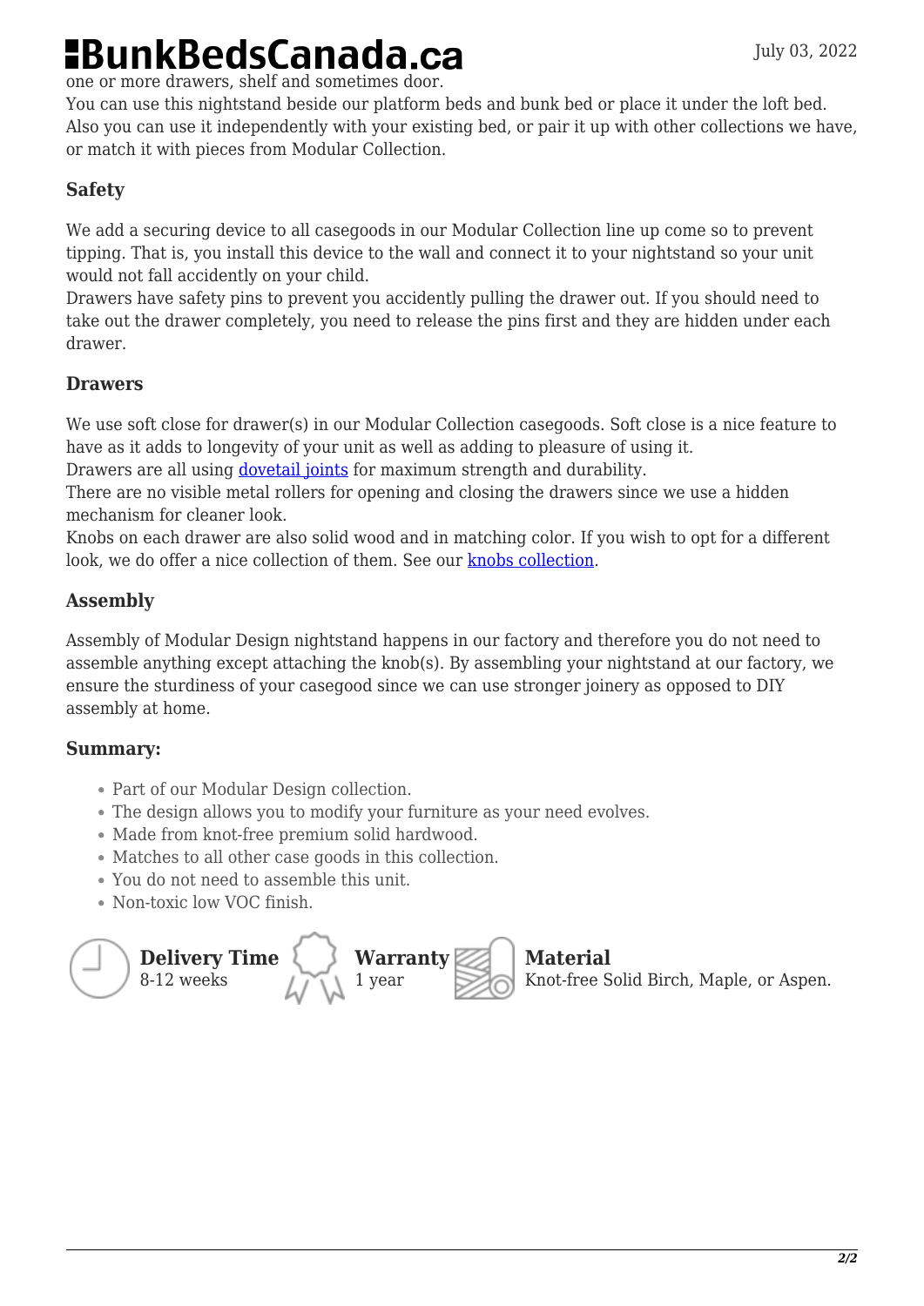one or more drawers, shelf and sometimes door.
You can use this nightstand beside our platform beds and bunk bed or place it under the loft bed.
Also you can use it independently with your existing bed, or pair it up with other collections we have, or match it with pieces from Modular Collection.

### Safety

We add a securing device to all casegoods in our Modular Collection line up come so to prevent tipping. That is, you install this device to the wall and connect it to your nightstand so your unit would not fall accidently on your child.
Drawers have safety pins to prevent you accidently pulling the drawer out. If you should need to take out the drawer completely, you need to release the pins first and they are hidden under each drawer.

### Drawers

We use soft close for drawer(s) in our Modular Collection casegoods. Soft close is a nice feature to have as it adds to longevity of your unit as well as adding to pleasure of using it.
Drawers are all using dovetail joints for maximum strength and durability.
There are no visible metal rollers for opening and closing the drawers since we use a hidden mechanism for cleaner look.
Knobs on each drawer are also solid wood and in matching color. If you wish to opt for a different look, we do offer a nice collection of them. See our knobs collection.

### Assembly

Assembly of Modular Design nightstand happens in our factory and therefore you do not need to assemble anything except attaching the knob(s). By assembling your nightstand at our factory, we ensure the sturdiness of your casegood since we can use stronger joinery as opposed to DIY assembly at home.

### Summary:

- Part of our Modular Design collection.
- The design allows you to modify your furniture as your need evolves.
- Made from knot-free premium solid hardwood.
- Matches to all other case goods in this collection.
- You do not need to assemble this unit.
- Non-toxic low VOC finish.

**Delivery Time**
8-12 weeks

**Warranty**
1 year

**Material**
Knot-free Solid Birch, Maple, or Aspen.